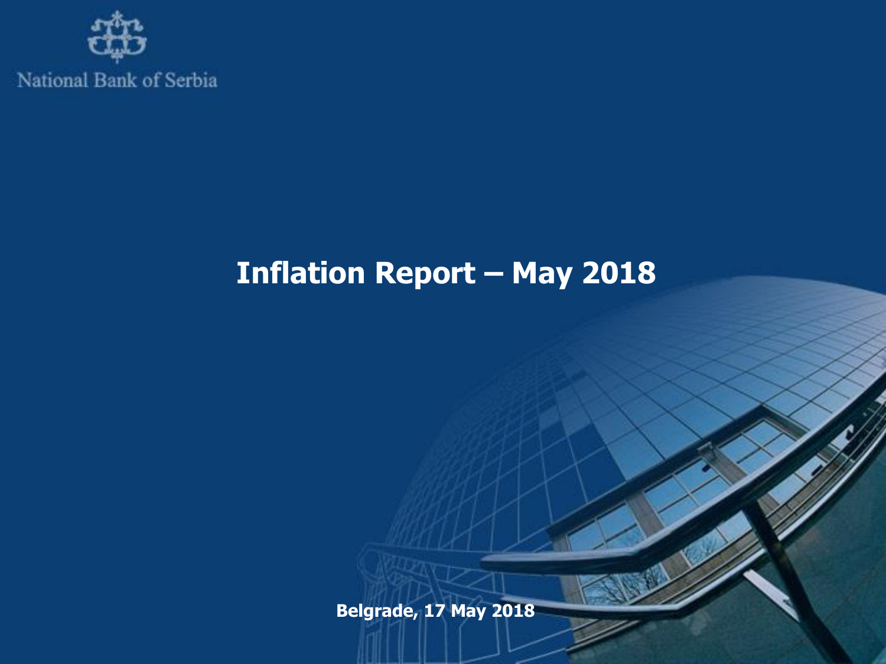National Bank of Serbia

# Inflation Report – May 2018

**Belgrade, 17 May 2018**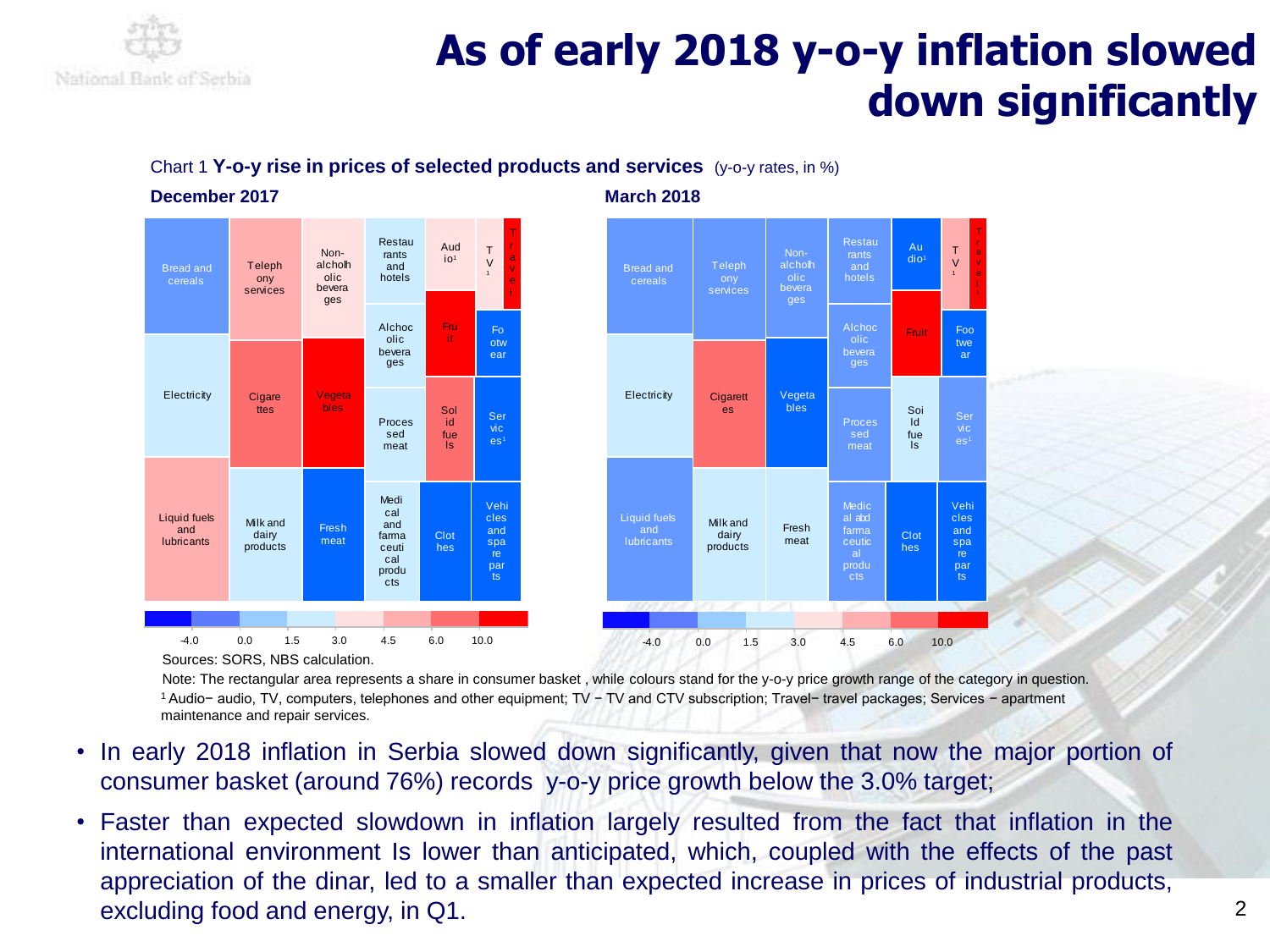# As of early 2018 y-o-y inflation slowed down significantly

Chart 1 **Y-o-y rise in prices of selected products and services** (y-o-y rates, in %)

**December 2017**

Bread and cereals; Telephony services; Non-alcohlholic beverages; Restaurants and hotels; Audio[1]; TV[1]; Travel[1]; Alchocolic beverages; Fruit; Footwear; Electricity; Cigarettes; Vegetables; Processed meat; Solid fuels; Services[1]; Liquid fuels and lubricants; Milk and dairy products; Fresh meat; Medical and farmaceutical products; Clothes; Vehicles and spare parts

-4.0 | 0.0 | 1.5 | 3.0 | 4.5 | 6.0 | 10.0

**March 2018**

Bread and cereals; Telephony services; Non-alcohlholic beverages; Restaurants and hotels; Audio[1]; TV[1]; Travel[1]; Alchocolic beverages; Fruit; Footwear; Electricity; Cigarettes; Vegetables; Processed meat; Soild fuels; Services[1]; Liquid fuels and lubricants; Milk and dairy products; Fresh meat; Medical abd farmaceutical products; Clothes; Vehicles and spare parts

-4.0 | 0.0 | 1.5 | 3.0 | 4.5 | 6.0 | 10.0

Sources: SORS, NBS calculation.

Note: The rectangular area represents a share in consumer basket , while colours stand for the y-o-y price growth range of the category in question.

[1] Audio− audio, TV, computers, telephones and other equipment; TV − TV and CTV subscription; Travel− travel packages; Services − apartment maintenance and repair services.

- In early 2018 inflation in Serbia slowed down significantly, given that now the major portion of consumer basket (around 76%) records y-o-y price growth below the 3.0% target;
- Faster than expected slowdown in inflation largely resulted from the fact that inflation in the international environment Is lower than anticipated, which, coupled with the effects of the past appreciation of the dinar, led to a smaller than expected increase in prices of industrial products, excluding food and energy, in Q1.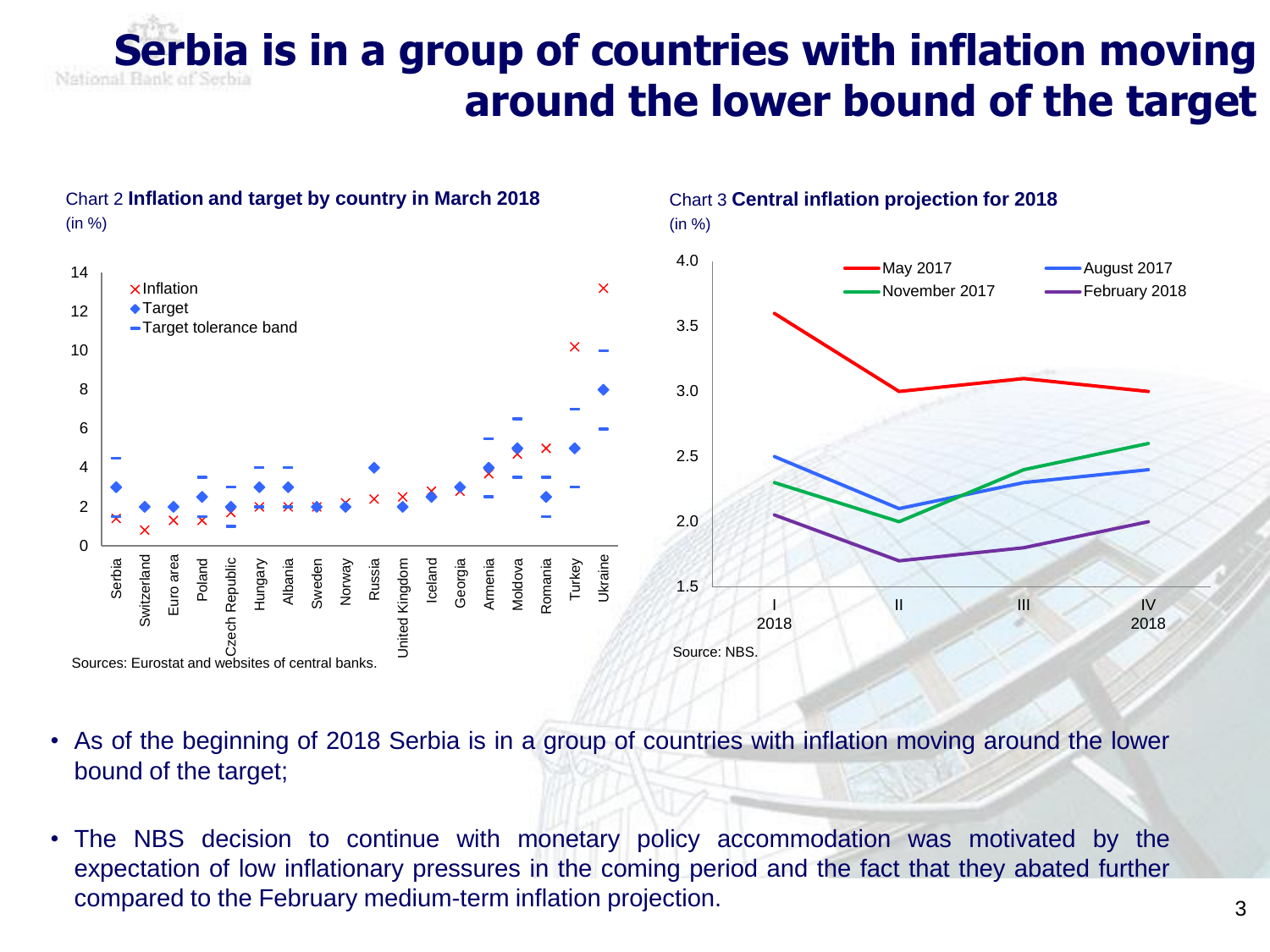# Serbia is in a group of countries with inflation moving around the lower bound of the target

Chart 2 **Inflation and target by country in March 2018**
(in %)

Sources: Eurostat and websites of central banks.

Chart 3 **Central inflation projection for 2018**
(in %)

Source: NBS.

- As of the beginning of 2018 Serbia is in a group of countries with inflation moving around the lower bound of the target;
- The NBS decision to continue with monetary policy accommodation was motivated by the expectation of low inflationary pressures in the coming period and the fact that they abated further compared to the February medium-term inflation projection.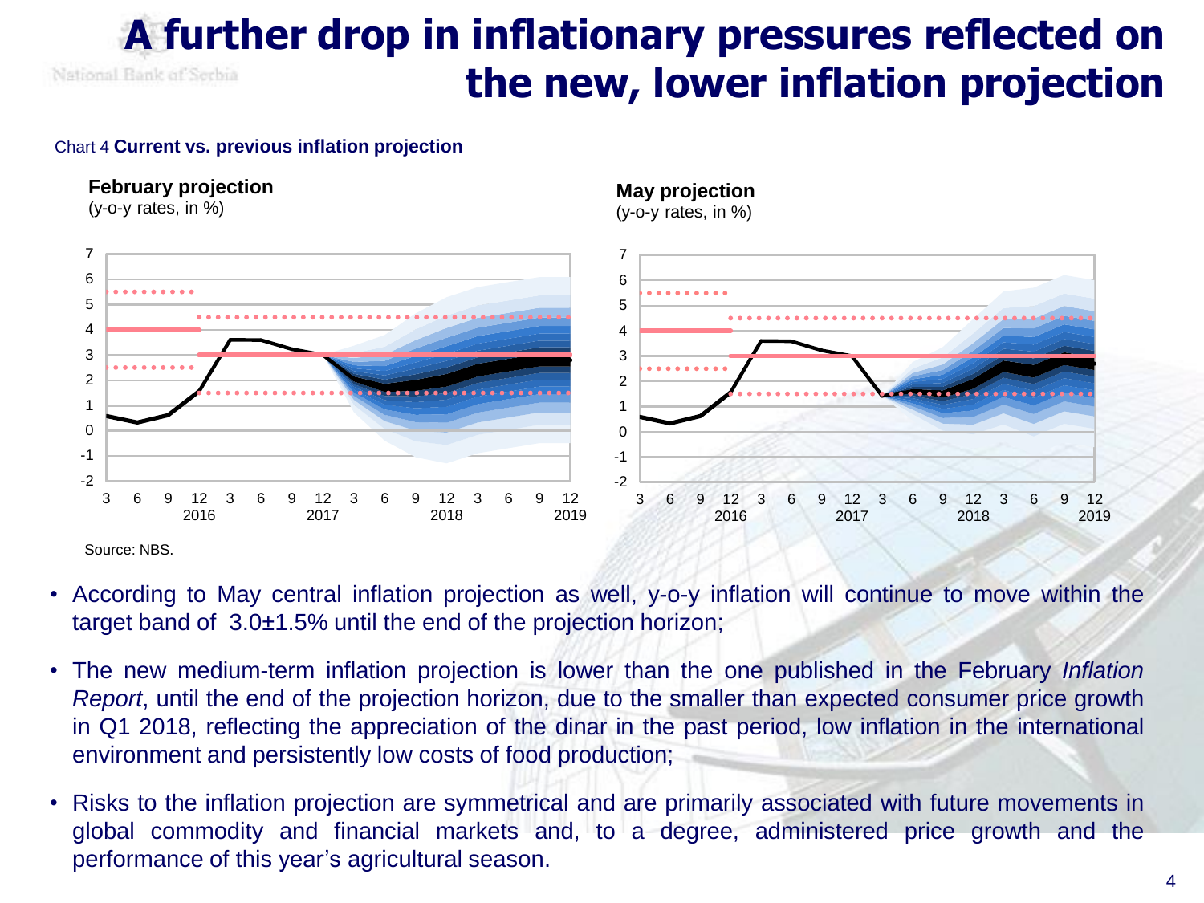# A further drop in inflationary pressures reflected on the new, lower inflation projection

Chart 4 **Current vs. previous inflation projection**

**February projection**
(y-o-y rates, in %)

**May projection**
(y-o-y rates, in %)

Source: NBS.

- According to May central inflation projection as well, y-o-y inflation will continue to move within the target band of 3.0±1.5% until the end of the projection horizon;
- The new medium-term inflation projection is lower than the one published in the February *Inflation Report*, until the end of the projection horizon, due to the smaller than expected consumer price growth in Q1 2018, reflecting the appreciation of the dinar in the past period, low inflation in the international environment and persistently low costs of food production;
- Risks to the inflation projection are symmetrical and are primarily associated with future movements in global commodity and financial markets and, to a degree, administered price growth and the performance of this year's agricultural season.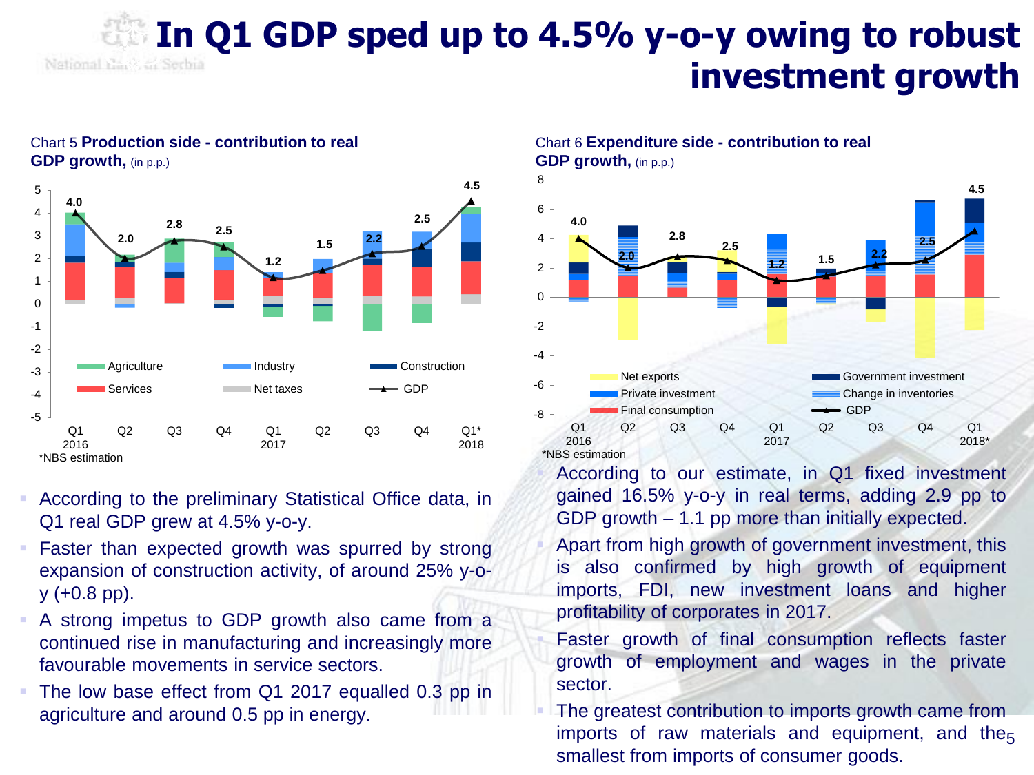# In Q1 GDP sped up to 4.5% y-o-y owing to robust investment growth

Chart 5 **Production side - contribution to real GDP growth,** (in p.p.)

*NBS estimation

- According to the preliminary Statistical Office data, in Q1 real GDP grew at 4.5% y-o-y.
- Faster than expected growth was spurred by strong expansion of construction activity, of around 25% y-o-y (+0.8 pp).
- A strong impetus to GDP growth also came from a continued rise in manufacturing and increasingly more favourable movements in service sectors.
- The low base effect from Q1 2017 equalled 0.3 pp in agriculture and around 0.5 pp in energy.

Chart 6 **Expenditure side - contribution to real GDP growth,** (in p.p.)

*NBS estimation

- According to our estimate, in Q1 fixed investment gained 16.5% y-o-y in real terms, adding 2.9 pp to GDP growth – 1.1 pp more than initially expected.
- Apart from high growth of government investment, this is also confirmed by high growth of equipment imports, FDI, new investment loans and higher profitability of corporates in 2017.
- Faster growth of final consumption reflects faster growth of employment and wages in the private sector.
- The greatest contribution to imports growth came from imports of raw materials and equipment, and the smallest from imports of consumer goods.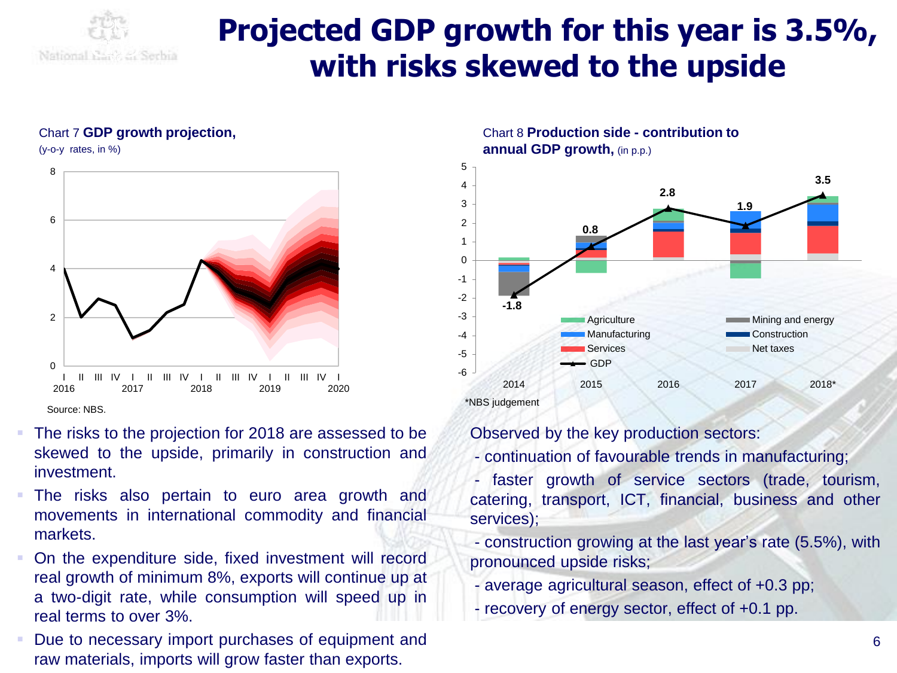# Projected GDP growth for this year is 3.5%, with risks skewed to the upside

Chart 7 **GDP growth projection,**
(y-o-y rates, in %)

Source: NBS.

- The risks to the projection for 2018 are assessed to be skewed to the upside, primarily in construction and investment.
- The risks also pertain to euro area growth and movements in international commodity and financial markets.
- On the expenditure side, fixed investment will record real growth of minimum 8%, exports will continue up at a two-digit rate, while consumption will speed up in real terms to over 3%.
- Due to necessary import purchases of equipment and raw materials, imports will grow faster than exports.

Chart 8 **Production side - contribution to annual GDP growth,** (in p.p.)

*NBS judgement

Observed by the key production sectors:

- continuation of favourable trends in manufacturing;
- faster growth of service sectors (trade, tourism, catering, transport, ICT, financial, business and other services);
- construction growing at the last year's rate (5.5%), with pronounced upside risks;
- average agricultural season, effect of +0.3 pp;
- recovery of energy sector, effect of +0.1 pp.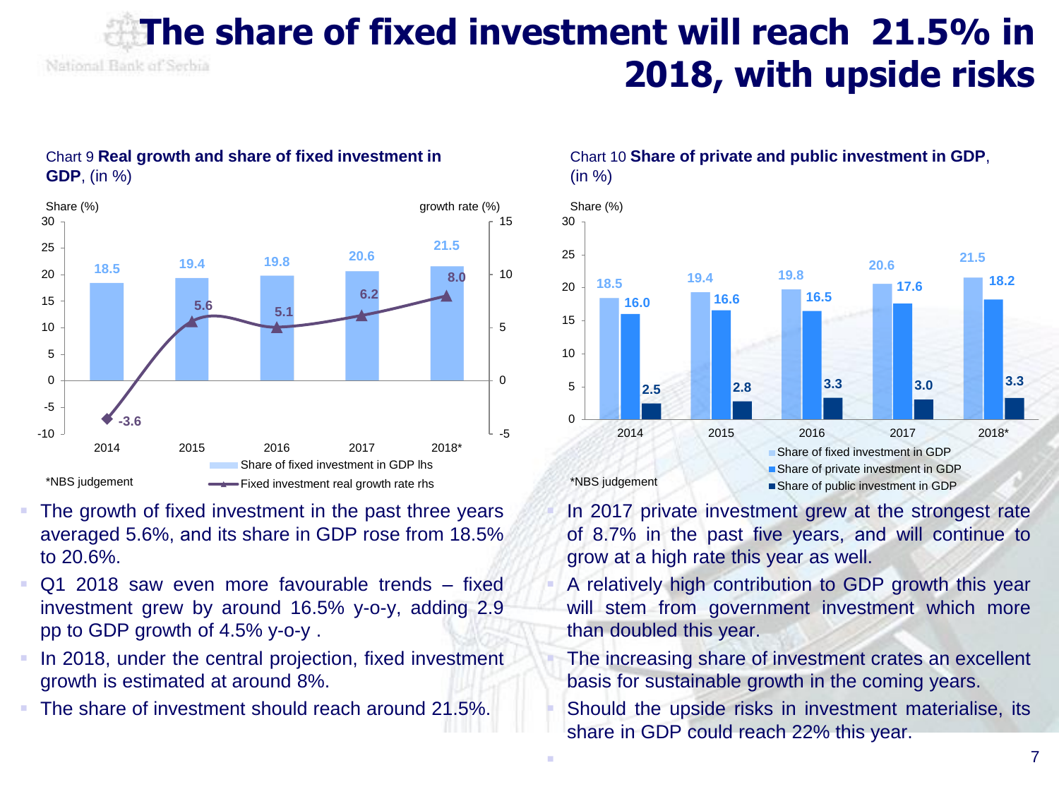# The share of fixed investment will reach 21.5% in 2018, with upside risks

Chart 9 **Real growth and share of fixed investment in GDP**, (in %)

| | 2014 | 2015 | 2016 | 2017 | 2018* |
|---|---|---|---|---|---|
| Share of fixed investment in GDP lhs | 18.5 | 19.4 | 19.8 | 20.6 | 21.5 |
| Fixed investment real growth rate rhs | -3.6 | 5.6 | 5.1 | 6.2 | 8.0 |

*NBS judgement

- The growth of fixed investment in the past three years averaged 5.6%, and its share in GDP rose from 18.5% to 20.6%.
- Q1 2018 saw even more favourable trends – fixed investment grew by around 16.5% y-o-y, adding 2.9 pp to GDP growth of 4.5% y-o-y .
- In 2018, under the central projection, fixed investment growth is estimated at around 8%.
- The share of investment should reach around 21.5%.

Chart 10 **Share of private and public investment in GDP**, (in %)

| | 2014 | 2015 | 2016 | 2017 | 2018* |
|---|---|---|---|---|---|
| Share of fixed investment in GDP | 18.5 | 19.4 | 19.8 | 20.6 | 21.5 |
| Share of private investment in GDP | 16.0 | 16.6 | 16.5 | 17.6 | 18.2 |
| Share of public investment in GDP | 2.5 | 2.8 | 3.3 | 3.0 | 3.3 |

*NBS judgement

- In 2017 private investment grew at the strongest rate of 8.7% in the past five years, and will continue to grow at a high rate this year as well.
- A relatively high contribution to GDP growth this year will stem from government investment which more than doubled this year.
- The increasing share of investment crates an excellent basis for sustainable growth in the coming years.
- Should the upside risks in investment materialise, its share in GDP could reach 22% this year.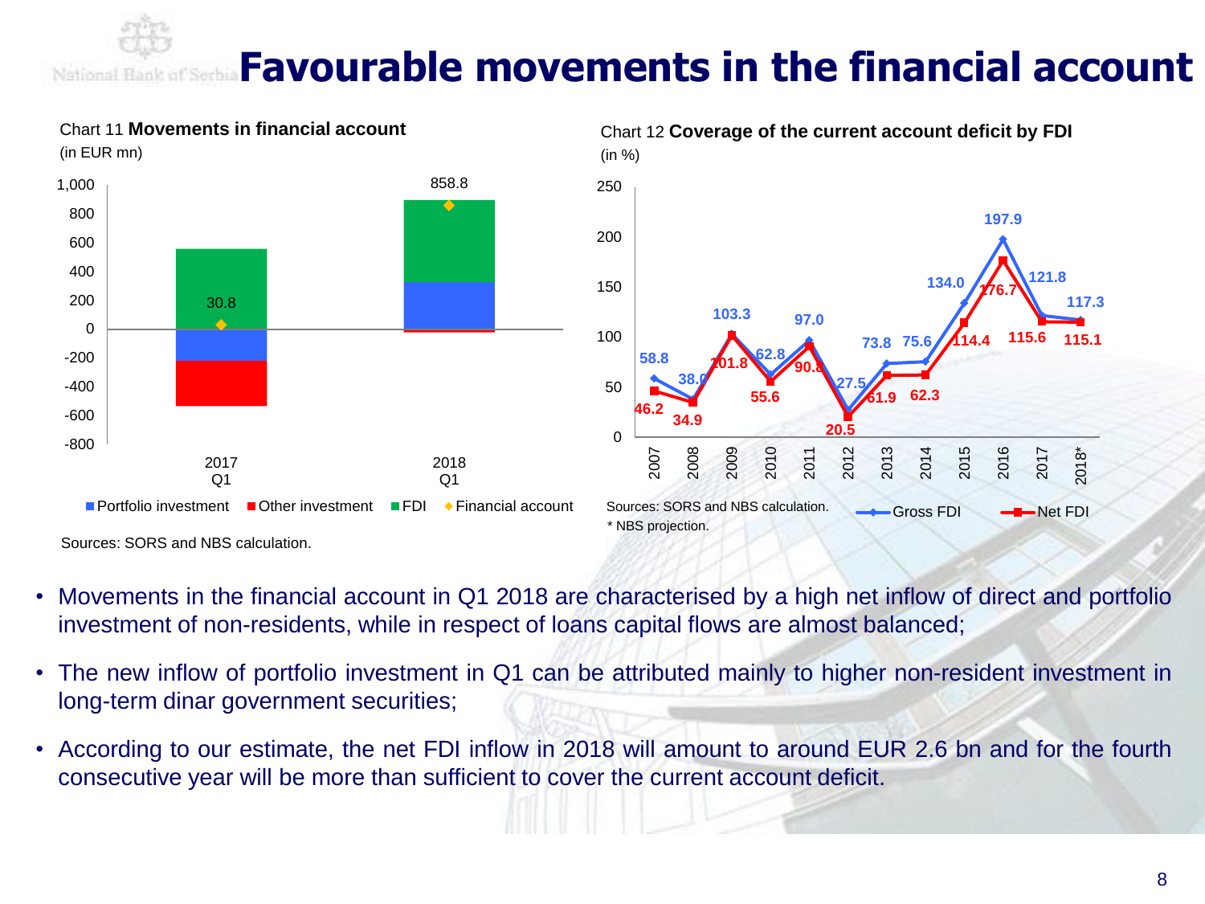# Favourable movements in the financial account

Chart 11 **Movements in financial account**
(in EUR mn)

| | Portfolio investment | Other investment | FDI | Financial account |
|---|---|---|---|---|
| 2017 Q1 | | | | 30.8 |
| 2018 Q1 | | | | 858.8 |

Sources: SORS and NBS calculation.

Chart 12 **Coverage of the current account deficit by FDI**
(in %)

| | 2007 | 2008 | 2009 | 2010 | 2011 | 2012 | 2013 | 2014 | 2015 | 2016 | 2017 | 2018* |
|---|---|---|---|---|---|---|---|---|---|---|---|---|
| Gross FDI | 58.8 | 38.0 | 103.3 | 62.8 | 97.0 | 27.5 | 73.8 | 75.6 | 134.0 | 197.9 | 121.8 | 117.3 |
| Net FDI | 46.2 | 34.9 | 101.8 | 55.6 | 90.8 | 20.5 | 61.9 | 62.3 | 114.4 | 176.7 | 115.6 | 115.1 |

Sources: SORS and NBS calculation.
* NBS projection.

- Movements in the financial account in Q1 2018 are characterised by a high net inflow of direct and portfolio investment of non-residents, while in respect of loans capital flows are almost balanced;
- The new inflow of portfolio investment in Q1 can be attributed mainly to higher non-resident investment in long-term dinar government securities;
- According to our estimate, the net FDI inflow in 2018 will amount to around EUR 2.6 bn and for the fourth consecutive year will be more than sufficient to cover the current account deficit.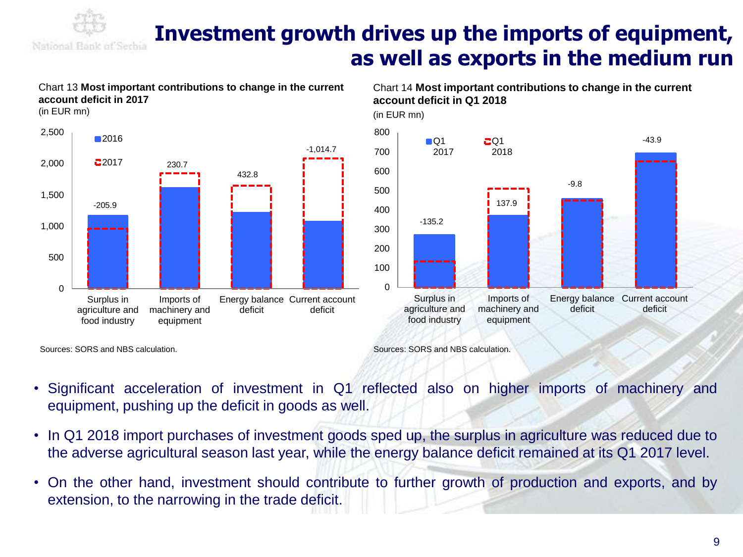# Investment growth drives up the imports of equipment, as well as exports in the medium run

Chart 13 **Most important contributions to change in the current account deficit in 2017**
(in EUR mn)

| | 2016 | 2017 | Change |
|---|---|---|---|
| Surplus in agriculture and food industry | | | -205.9 |
| Imports of machinery and equipment | | | 230.7 |
| Energy balance deficit | | | 432.8 |
| Current account deficit | | | -1,014.7 |

Sources: SORS and NBS calculation.

Chart 14 **Most important contributions to change in the current account deficit in Q1 2018**
(in EUR mn)

| | Q1 2017 | Q1 2018 | Change |
|---|---|---|---|
| Surplus in agriculture and food industry | | | -135.2 |
| Imports of machinery and equipment | | | 137.9 |
| Energy balance deficit | | | -9.8 |
| Current account deficit | | | -43.9 |

Sources: SORS and NBS calculation.

- Significant acceleration of investment in Q1 reflected also on higher imports of machinery and equipment, pushing up the deficit in goods as well.
- In Q1 2018 import purchases of investment goods sped up, the surplus in agriculture was reduced due to the adverse agricultural season last year, while the energy balance deficit remained at its Q1 2017 level.
- On the other hand, investment should contribute to further growth of production and exports, and by extension, to the narrowing in the trade deficit.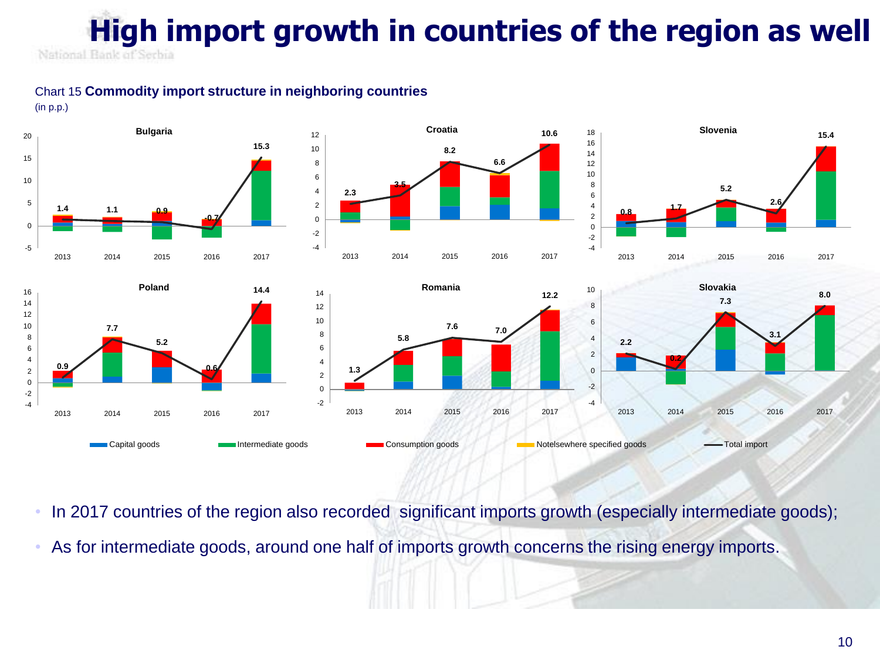# High import growth in countries of the region as well

Chart 15 **Commodity import structure in neighboring countries**
(in p.p.)

Bulgaria
1.4
1.1
0.9
-0.7
15.3

Croatia
2.3
3.5
8.2
6.6
10.6

Slovenia
0.8
1.7
5.2
2.6
15.4

Poland
0.9
7.7
5.2
0.6
14.4

Romania
1.3
5.8
7.6
7.0
12.2

Slovakia
2.2
0.2
7.3
3.1
8.0

2013 2014 2015 2016 2017

Capital goods
Intermediate goods
Consumption goods
Notelsewhere specified goods
Total import

- In 2017 countries of the region also recorded significant imports growth (especially intermediate goods);
- As for intermediate goods, around one half of imports growth concerns the rising energy imports.